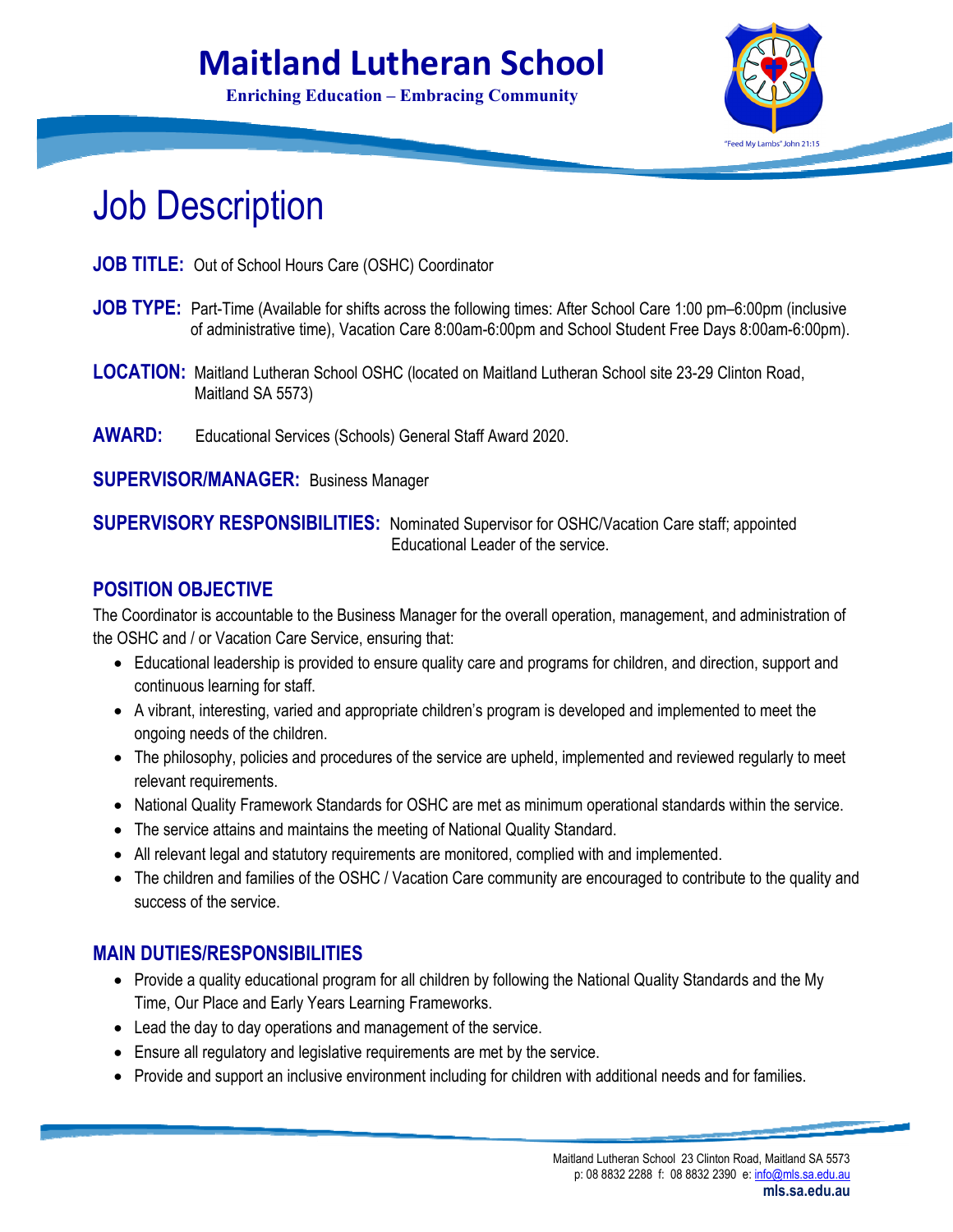# Maitland Lutheran School

**Enriching Education – Embracing Community**

# Job Description

**JOB TITLE:** Out of School Hours Care (OSHC) Coordinator

**JOB TYPE:** Part-Time (Available for shifts across the following times: After School Care 1:00 pm–6:00pm (inclusive of administrative time), Vacation Care 8:00am-6:00pm and School Student Free Days 8:00am-6:00pm).

**LOCATION:** Maitland Lutheran School OSHC (located on Maitland Lutheran School site 23-29 Clinton Road, Maitland SA 5573)

**AWARD:** Educational Services (Schools) General Staff Award 2020.

**SUPERVISOR/MANAGER:** Business Manager

**SUPERVISORY RESPONSIBILITIES:** Nominated Supervisor for OSHC/Vacation Care staff; appointed Educational Leader of the service.

## POSITION OBJECTIVE

The Coordinator is accountable to the Business Manager for the overall operation, management, and administration of the OSHC and / or Vacation Care Service, ensuring that:

- Educational leadership is provided to ensure quality care and programs for children, and direction, support and continuous learning for staff.
- A vibrant, interesting, varied and appropriate children's program is developed and implemented to meet the ongoing needs of the children.
- The philosophy, policies and procedures of the service are upheld, implemented and reviewed regularly to meet relevant requirements.
- National Quality Framework Standards for OSHC are met as minimum operational standards within the service.
- The service attains and maintains the meeting of National Quality Standard.
- All relevant legal and statutory requirements are monitored, complied with and implemented.
- The children and families of the OSHC / Vacation Care community are encouraged to contribute to the quality and success of the service.

## MAIN DUTIES/RESPONSIBILITIES

- Provide a quality educational program for all children by following the National Quality Standards and the My Time, Our Place and Early Years Learning Frameworks.
- Lead the day to day operations and management of the service.
- Ensure all regulatory and legislative requirements are met by the service.
- Provide and support an inclusive environment including for children with additional needs and for families.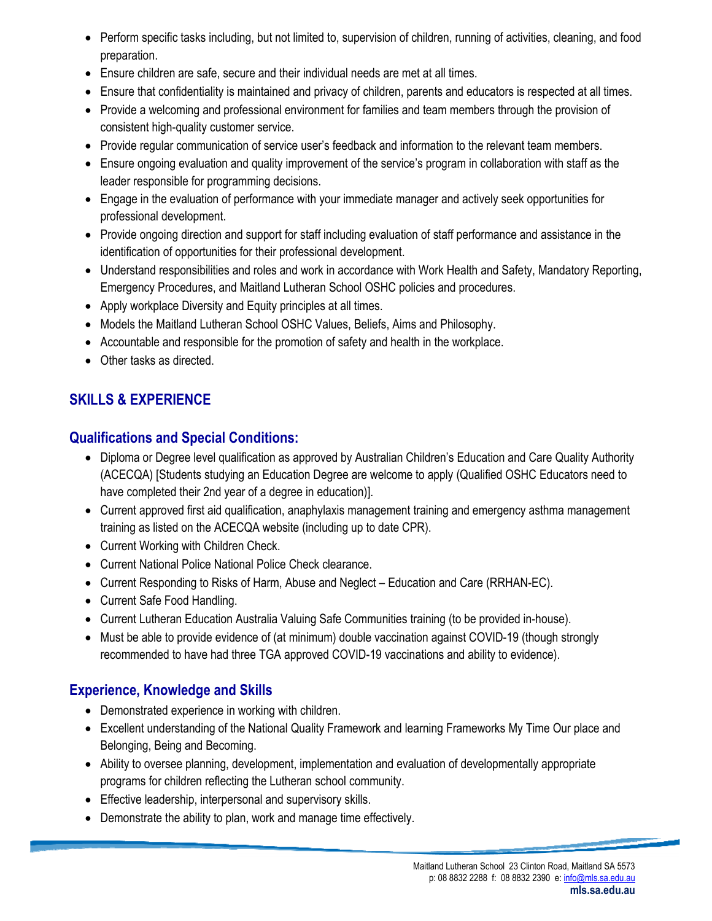- Perform specific tasks including, but not limited to, supervision of children, running of activities, cleaning, and food preparation.
- Ensure children are safe, secure and their individual needs are met at all times.
- Ensure that confidentiality is maintained and privacy of children, parents and educators is respected at all times.
- Provide a welcoming and professional environment for families and team members through the provision of consistent high-quality customer service.
- Provide regular communication of service user's feedback and information to the relevant team members.
- Ensure ongoing evaluation and quality improvement of the service's program in collaboration with staff as the leader responsible for programming decisions.
- Engage in the evaluation of performance with your immediate manager and actively seek opportunities for professional development.
- Provide ongoing direction and support for staff including evaluation of staff performance and assistance in the identification of opportunities for their professional development.
- Understand responsibilities and roles and work in accordance with Work Health and Safety, Mandatory Reporting, Emergency Procedures, and Maitland Lutheran School OSHC policies and procedures.
- Apply workplace Diversity and Equity principles at all times.
- Models the Maitland Lutheran School OSHC Values, Beliefs, Aims and Philosophy.
- Accountable and responsible for the promotion of safety and health in the workplace.
- Other tasks as directed.

## SKILLS & EXPERIENCE

### Qualifications and Special Conditions:

- Diploma or Degree level qualification as approved by Australian Children's Education and Care Quality Authority (ACECQA) [Students studying an Education Degree are welcome to apply (Qualified OSHC Educators need to have completed their 2nd year of a degree in education)].
- Current approved first aid qualification, anaphylaxis management training and emergency asthma management training as listed on the ACECQA website (including up to date CPR).
- Current Working with Children Check.
- Current National Police National Police Check clearance.
- Current Responding to Risks of Harm, Abuse and Neglect – Education and Care (RRHAN-EC).
- Current Safe Food Handling.
- Current Lutheran Education Australia Valuing Safe Communities training (to be provided in-house).
- Must be able to provide evidence of (at minimum) double vaccination against COVID-19 (though strongly recommended to have had three TGA approved COVID-19 vaccinations and ability to evidence).

### Experience, Knowledge and Skills

- Demonstrated experience in working with children.
- Excellent understanding of the National Quality Framework and learning Frameworks My Time Our place and Belonging, Being and Becoming.
- Ability to oversee planning, development, implementation and evaluation of developmentally appropriate programs for children reflecting the Lutheran school community.
- Effective leadership, interpersonal and supervisory skills.
- Demonstrate the ability to plan, work and manage time effectively.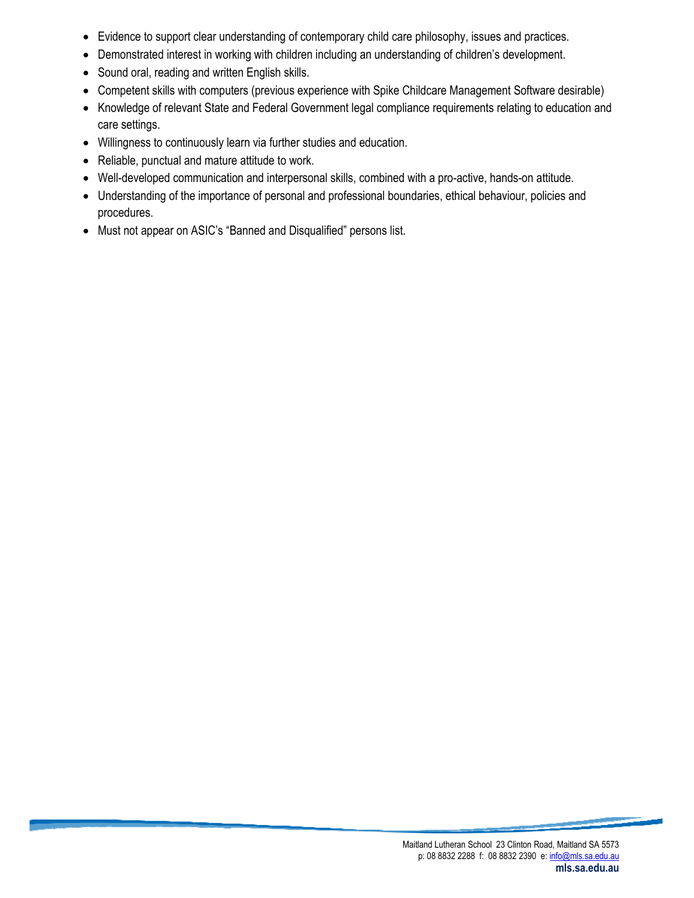- Evidence to support clear understanding of contemporary child care philosophy, issues and practices.
- Demonstrated interest in working with children including an understanding of children's development.
- Sound oral, reading and written English skills.
- Competent skills with computers (previous experience with Spike Childcare Management Software desirable)
- Knowledge of relevant State and Federal Government legal compliance requirements relating to education and care settings.
- Willingness to continuously learn via further studies and education.
- Reliable, punctual and mature attitude to work.
- Well-developed communication and interpersonal skills, combined with a pro-active, hands-on attitude.
- Understanding of the importance of personal and professional boundaries, ethical behaviour, policies and procedures.
- Must not appear on ASIC's "Banned and Disqualified" persons list.